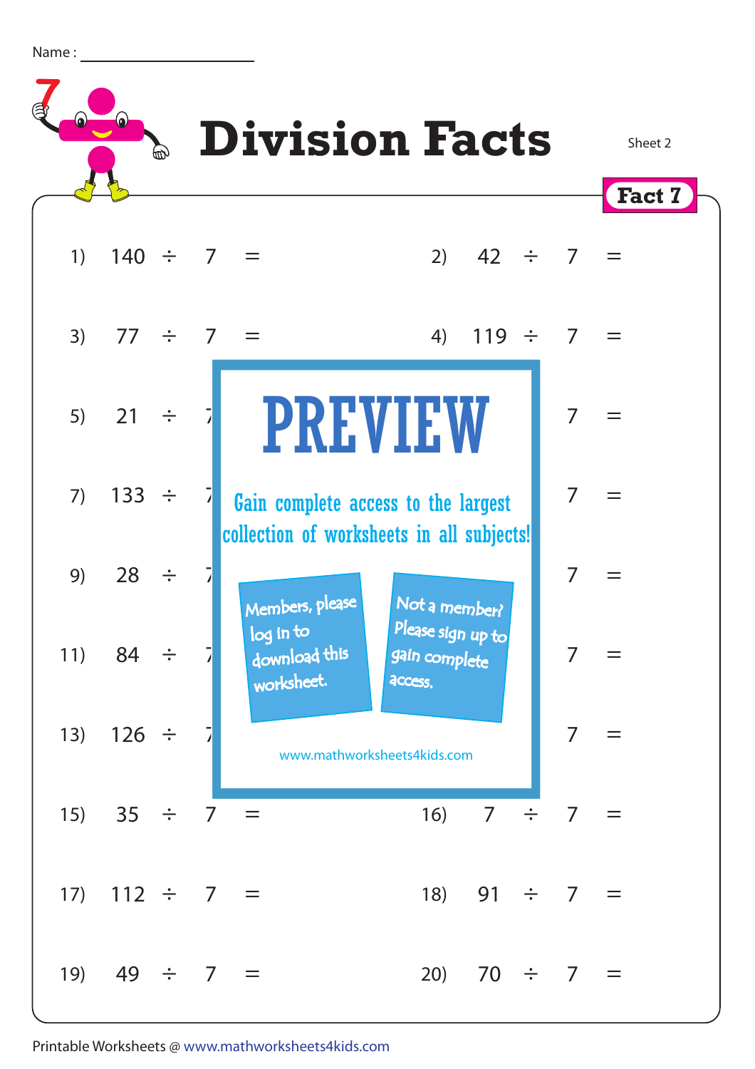Name : ____________________

# Division Facts

Sheet 2

**Fact 7**

1) 140 ÷ 7 =

2) 42 ÷ 7 =

3) 77 ÷ 7 =

4) 119 ÷ 7 =

5) 21 ÷ 7 =

6) ÷ 7 =

7) 133 ÷ 7 =

8) ÷ 7 =

9) 28 ÷ 7 =

10) ÷ 7 =

11) 84 ÷ 7 =

12) ÷ 7 =

13) 126 ÷ 7 =

14) ÷ 7 =

**PREVIEW**

Gain complete access to the largest collection of worksheets in all subjects!

Members, please log in to download this worksheet.

Not a member? Please sign up to gain complete access.

www.mathworksheets4kids.com

15) 35 ÷ 7 =

16) 7 ÷ 7 =

17) 112 ÷ 7 =

18) 91 ÷ 7 =

19) 49 ÷ 7 =

20) 70 ÷ 7 =

Printable Worksheets @ www.mathworksheets4kids.com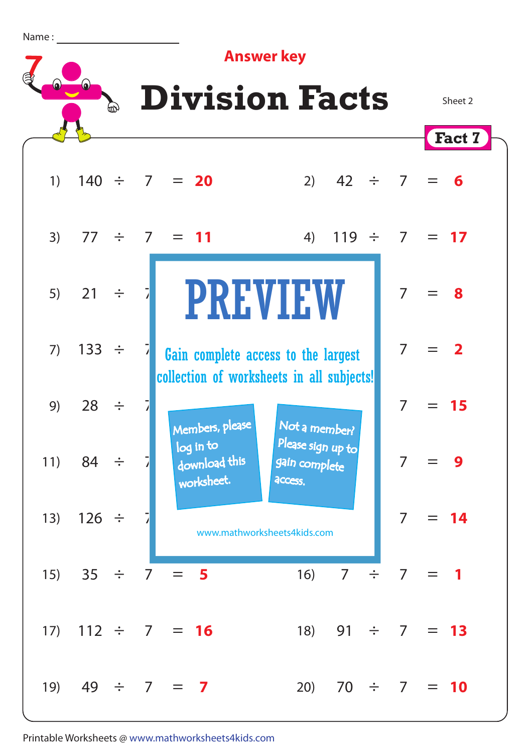Name :

**Answer key**

# Division Facts

Sheet 2

**Fact 7**

1) $140 \div 7 = 20$

2) $42 \div 7 = 6$

3) $77 \div 7 = 11$

4) $119 \div 7 = 17$

5) 21 ÷ 7

= 8

7) 133 ÷ 7

= 2

9) 28 ÷ 7

= 15

11) 84 ÷ 7

= 9

13) 126 ÷ 7

= 14

**PREVIEW**

Gain complete access to the largest collection of worksheets in all subjects!

Members, please log in to download this worksheet.

Not a member? Please sign up to gain complete access.

www.mathworksheets4kids.com

15) $35 \div 7 = 5$

16) $7 \div 7 = 1$

17) $112 \div 7 = 16$

18) $91 \div 7 = 13$

19) $49 \div 7 = 7$

20) $70 \div 7 = 10$

Printable Worksheets @ www.mathworksheets4kids.com